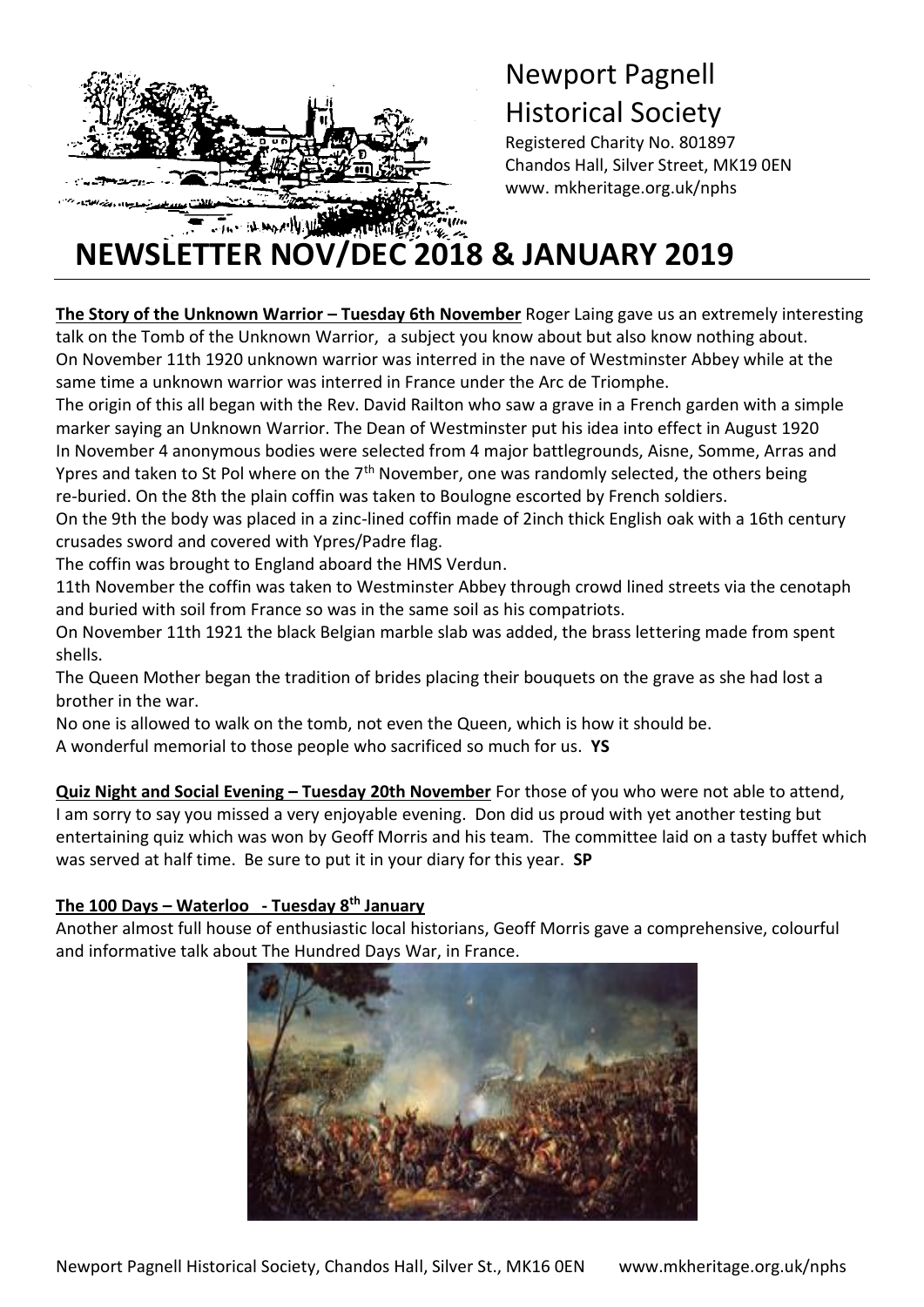# Newport Pagnell Historical Society

Registered Charity No. 801897
Chandos Hall, Silver Street, MK19 0EN
www. mkheritage.org.uk/nphs

# NEWSLETTER NOV/DEC 2018 & JANUARY 2019

**The Story of the Unknown Warrior – Tuesday 6th November** Roger Laing gave us an extremely interesting talk on the Tomb of the Unknown Warrior, a subject you know about but also know nothing about. On November 11th 1920 unknown warrior was interred in the nave of Westminster Abbey while at the same time a unknown warrior was interred in France under the Arc de Triomphe.

The origin of this all began with the Rev. David Railton who saw a grave in a French garden with a simple marker saying an Unknown Warrior. The Dean of Westminster put his idea into effect in August 1920

In November 4 anonymous bodies were selected from 4 major battlegrounds, Aisne, Somme, Arras and Ypres and taken to St Pol where on the 7th November, one was randomly selected, the others being re-buried. On the 8th the plain coffin was taken to Boulogne escorted by French soldiers.

On the 9th the body was placed in a zinc-lined coffin made of 2inch thick English oak with a 16th century crusades sword and covered with Ypres/Padre flag.

The coffin was brought to England aboard the HMS Verdun.

11th November the coffin was taken to Westminster Abbey through crowd lined streets via the cenotaph and buried with soil from France so was in the same soil as his compatriots.

On November 11th 1921 the black Belgian marble slab was added, the brass lettering made from spent shells.

The Queen Mother began the tradition of brides placing their bouquets on the grave as she had lost a brother in the war.

No one is allowed to walk on the tomb, not even the Queen, which is how it should be.

A wonderful memorial to those people who sacrificed so much for us. **YS**

**Quiz Night and Social Evening – Tuesday 20th November** For those of you who were not able to attend, I am sorry to say you missed a very enjoyable evening. Don did us proud with yet another testing but entertaining quiz which was won by Geoff Morris and his team. The committee laid on a tasty buffet which was served at half time. Be sure to put it in your diary for this year. **SP**

**The 100 Days – Waterloo - Tuesday 8th January**

Another almost full house of enthusiastic local historians, Geoff Morris gave a comprehensive, colourful and informative talk about The Hundred Days War, in France.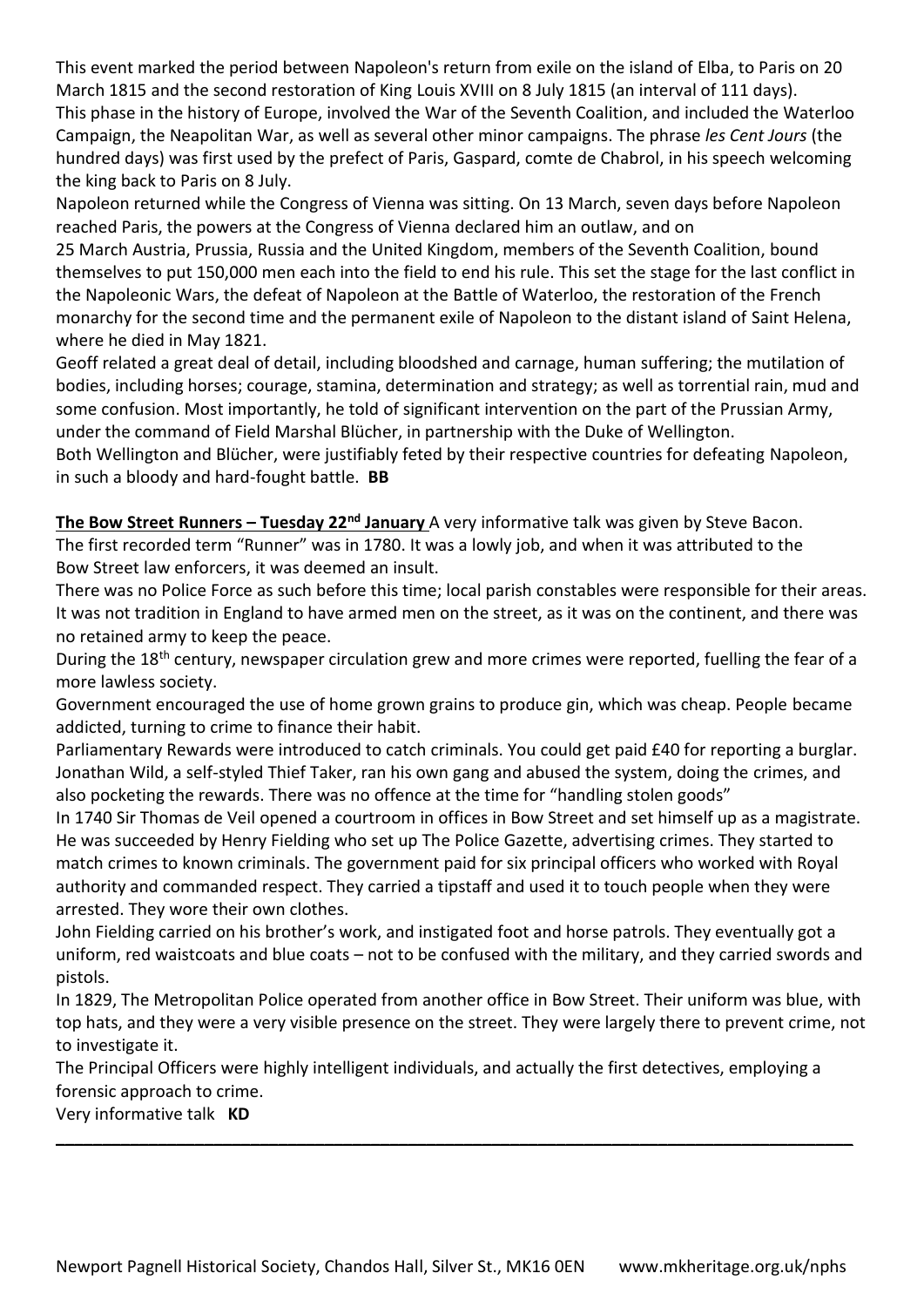This event marked the period between Napoleon's return from exile on the island of Elba, to Paris on 20 March 1815 and the second restoration of King Louis XVIII on 8 July 1815 (an interval of 111 days). This phase in the history of Europe, involved the War of the Seventh Coalition, and included the Waterloo Campaign, the Neapolitan War, as well as several other minor campaigns. The phrase *les Cent Jours* (the hundred days) was first used by the prefect of Paris, Gaspard, comte de Chabrol, in his speech welcoming the king back to Paris on 8 July.

Napoleon returned while the Congress of Vienna was sitting. On 13 March, seven days before Napoleon reached Paris, the powers at the Congress of Vienna declared him an outlaw, and on 25 March Austria, Prussia, Russia and the United Kingdom, members of the Seventh Coalition, bound themselves to put 150,000 men each into the field to end his rule. This set the stage for the last conflict in the Napoleonic Wars, the defeat of Napoleon at the Battle of Waterloo, the restoration of the French monarchy for the second time and the permanent exile of Napoleon to the distant island of Saint Helena, where he died in May 1821.

Geoff related a great deal of detail, including bloodshed and carnage, human suffering; the mutilation of bodies, including horses; courage, stamina, determination and strategy; as well as torrential rain, mud and some confusion. Most importantly, he told of significant intervention on the part of the Prussian Army, under the command of Field Marshal Blücher, in partnership with the Duke of Wellington.

Both Wellington and Blücher, were justifiably feted by their respective countries for defeating Napoleon, in such a bloody and hard-fought battle. **BB**

**The Bow Street Runners – Tuesday 22nd January** A very informative talk was given by Steve Bacon.

The first recorded term "Runner" was in 1780. It was a lowly job, and when it was attributed to the Bow Street law enforcers, it was deemed an insult.

There was no Police Force as such before this time; local parish constables were responsible for their areas. It was not tradition in England to have armed men on the street, as it was on the continent, and there was no retained army to keep the peace.

During the 18th century, newspaper circulation grew and more crimes were reported, fuelling the fear of a more lawless society.

Government encouraged the use of home grown grains to produce gin, which was cheap. People became addicted, turning to crime to finance their habit.

Parliamentary Rewards were introduced to catch criminals. You could get paid £40 for reporting a burglar. Jonathan Wild, a self-styled Thief Taker, ran his own gang and abused the system, doing the crimes, and also pocketing the rewards. There was no offence at the time for "handling stolen goods"

In 1740 Sir Thomas de Veil opened a courtroom in offices in Bow Street and set himself up as a magistrate. He was succeeded by Henry Fielding who set up The Police Gazette, advertising crimes. They started to match crimes to known criminals. The government paid for six principal officers who worked with Royal authority and commanded respect. They carried a tipstaff and used it to touch people when they were arrested. They wore their own clothes.

John Fielding carried on his brother's work, and instigated foot and horse patrols. They eventually got a uniform, red waistcoats and blue coats – not to be confused with the military, and they carried swords and pistols.

In 1829, The Metropolitan Police operated from another office in Bow Street. Their uniform was blue, with top hats, and they were a very visible presence on the street. They were largely there to prevent crime, not to investigate it.

The Principal Officers were highly intelligent individuals, and actually the first detectives, employing a forensic approach to crime.

Very informative talk **KD**

---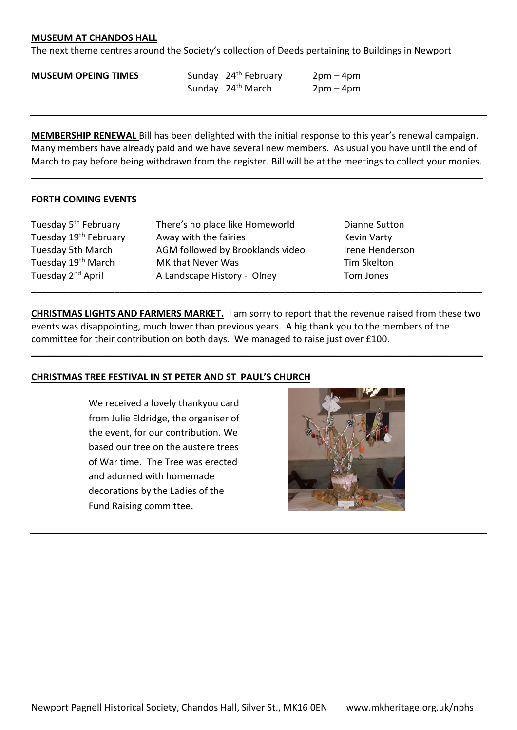**MUSEUM AT CHANDOS HALL**

The next theme centres around the Society's collection of Deeds pertaining to Buildings in Newport

| **MUSEUM OPEING TIMES** | Sunday 24th February | 2pm – 4pm |
|---|---|---|
| | Sunday 24th March | 2pm – 4pm |

---

**MEMBERSHIP RENEWAL** Bill has been delighted with the initial response to this year's renewal campaign. Many members have already paid and we have several new members. As usual you have until the end of March to pay before being withdrawn from the register. Bill will be at the meetings to collect your monies.

---

**FORTH COMING EVENTS**

| | | |
|---|---|---|
| Tuesday 5th February | There's no place like Homeworld | Dianne Sutton |
| Tuesday 19th February | Away with the fairies | Kevin Varty |
| Tuesday 5th March | AGM followed by Brooklands video | Irene Henderson |
| Tuesday 19th March | MK that Never Was | Tim Skelton |
| Tuesday 2nd April | A Landscape History - Olney | Tom Jones |

---

**CHRISTMAS LIGHTS AND FARMERS MARKET.** I am sorry to report that the revenue raised from these two events was disappointing, much lower than previous years. A big thank you to the members of the committee for their contribution on both days. We managed to raise just over £100.

---

**CHRISTMAS TREE FESTIVAL IN ST PETER AND ST PAUL'S CHURCH**

We received a lovely thankyou card from Julie Eldridge, the organiser of the event, for our contribution. We based our tree on the austere trees of War time. The Tree was erected and adorned with homemade decorations by the Ladies of the Fund Raising committee.

---

Newport Pagnell Historical Society, Chandos Hall, Silver St., MK16 0EN www.mkheritage.org.uk/nphs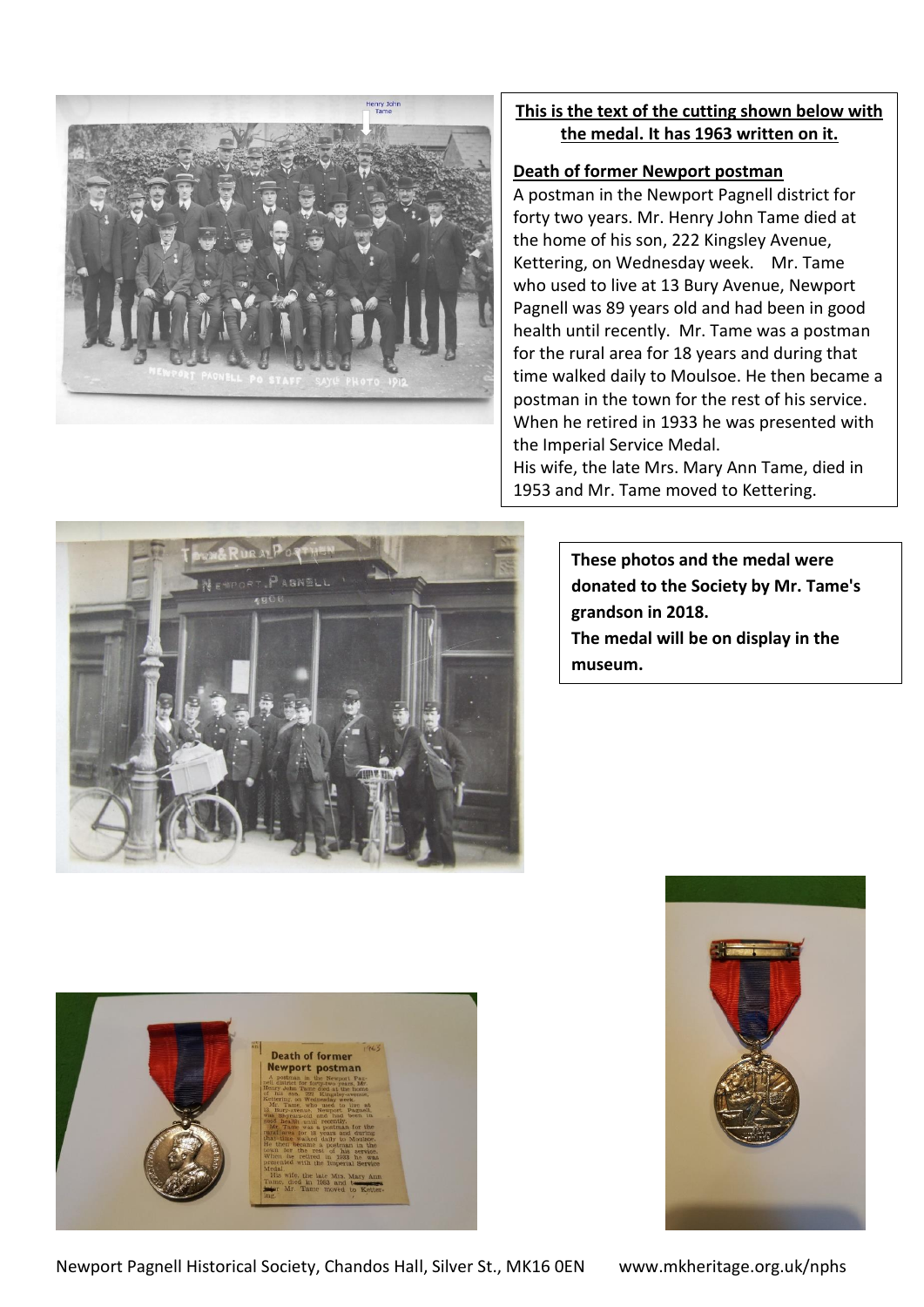**This is the text of the cutting shown below with the medal. It has 1963 written on it.**

**Death of former Newport postman**

A postman in the Newport Pagnell district for forty two years. Mr. Henry John Tame died at the home of his son, 222 Kingsley Avenue, Kettering, on Wednesday week. Mr. Tame who used to live at 13 Bury Avenue, Newport Pagnell was 89 years old and had been in good health until recently. Mr. Tame was a postman for the rural area for 18 years and during that time walked daily to Moulsoe. He then became a postman in the town for the rest of his service. When he retired in 1933 he was presented with the Imperial Service Medal.

His wife, the late Mrs. Mary Ann Tame, died in 1953 and Mr. Tame moved to Kettering.

**These photos and the medal were donated to the Society by Mr. Tame's grandson in 2018.**

**The medal will be on display in the museum.**

Newport Pagnell Historical Society, Chandos Hall, Silver St., MK16 0EN www.mkheritage.org.uk/nphs